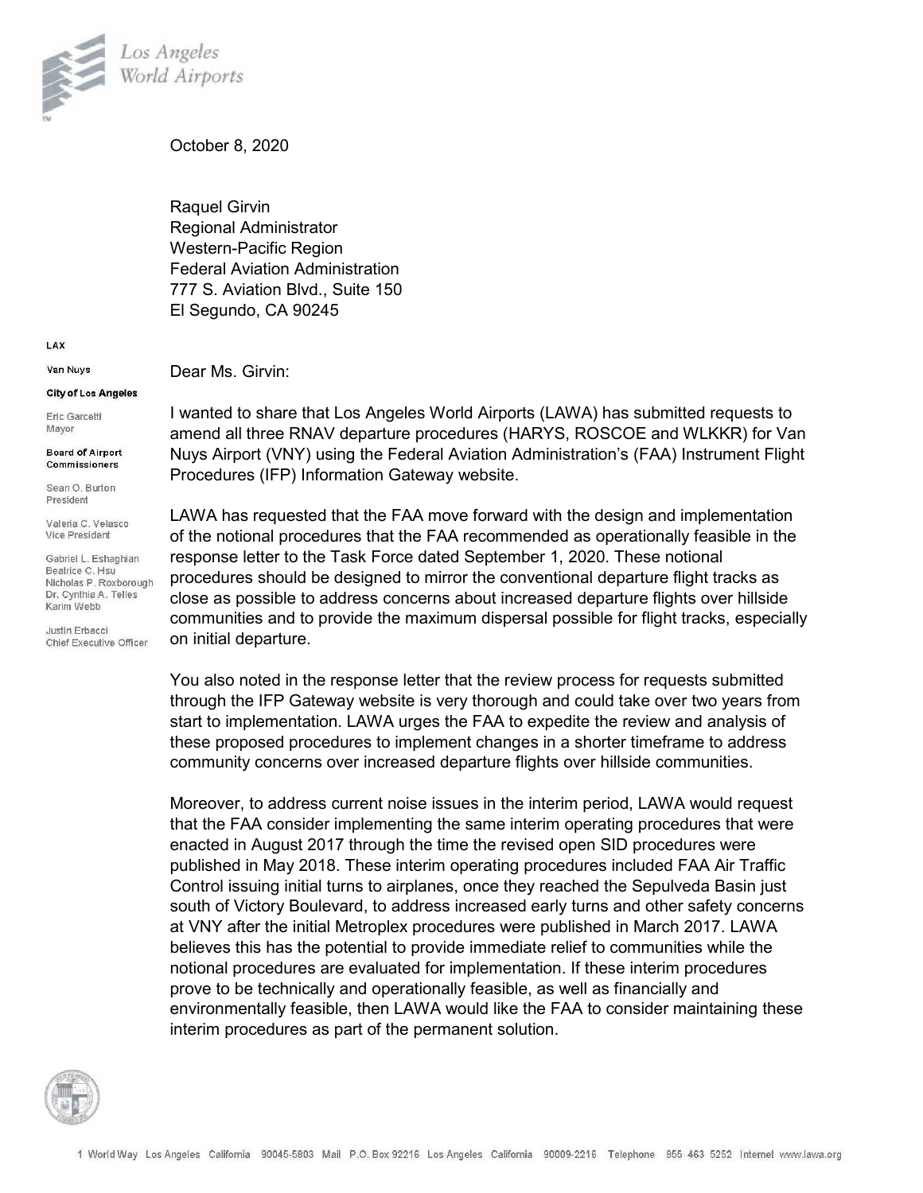Los Angeles World Airports

LAX

Van Nuys

City of Los Angeles

Eric Garcetti
Mayor

Board of Airport Commissioners

Sean O. Burton
President

Valeria C. Velasco
Vice President

Gabriel L. Eshaghian
Beatrice C. Hsu
Nicholas P. Roxborough
Dr. Cynthia A. Telles
Karim Webb

Justin Erbacci
Chief Executive Officer

October 8, 2020

Raquel Girvin
Regional Administrator
Western-Pacific Region
Federal Aviation Administration
777 S. Aviation Blvd., Suite 150
El Segundo, CA 90245

Dear Ms. Girvin:

I wanted to share that Los Angeles World Airports (LAWA) has submitted requests to amend all three RNAV departure procedures (HARYS, ROSCOE and WLKKR) for Van Nuys Airport (VNY) using the Federal Aviation Administration's (FAA) Instrument Flight Procedures (IFP) Information Gateway website.

LAWA has requested that the FAA move forward with the design and implementation of the notional procedures that the FAA recommended as operationally feasible in the response letter to the Task Force dated September 1, 2020. These notional procedures should be designed to mirror the conventional departure flight tracks as close as possible to address concerns about increased departure flights over hillside communities and to provide the maximum dispersal possible for flight tracks, especially on initial departure.

You also noted in the response letter that the review process for requests submitted through the IFP Gateway website is very thorough and could take over two years from start to implementation. LAWA urges the FAA to expedite the review and analysis of these proposed procedures to implement changes in a shorter timeframe to address community concerns over increased departure flights over hillside communities.

Moreover, to address current noise issues in the interim period, LAWA would request that the FAA consider implementing the same interim operating procedures that were enacted in August 2017 through the time the revised open SID procedures were published in May 2018. These interim operating procedures included FAA Air Traffic Control issuing initial turns to airplanes, once they reached the Sepulveda Basin just south of Victory Boulevard, to address increased early turns and other safety concerns at VNY after the initial Metroplex procedures were published in March 2017. LAWA believes this has the potential to provide immediate relief to communities while the notional procedures are evaluated for implementation. If these interim procedures prove to be technically and operationally feasible, as well as financially and environmentally feasible, then LAWA would like the FAA to consider maintaining these interim procedures as part of the permanent solution.

1 World Way Los Angeles California 90045-5803 Mail P.O. Box 92216 Los Angeles California 90009-2216 Telephone 855 463 5252 Internet www.lawa.org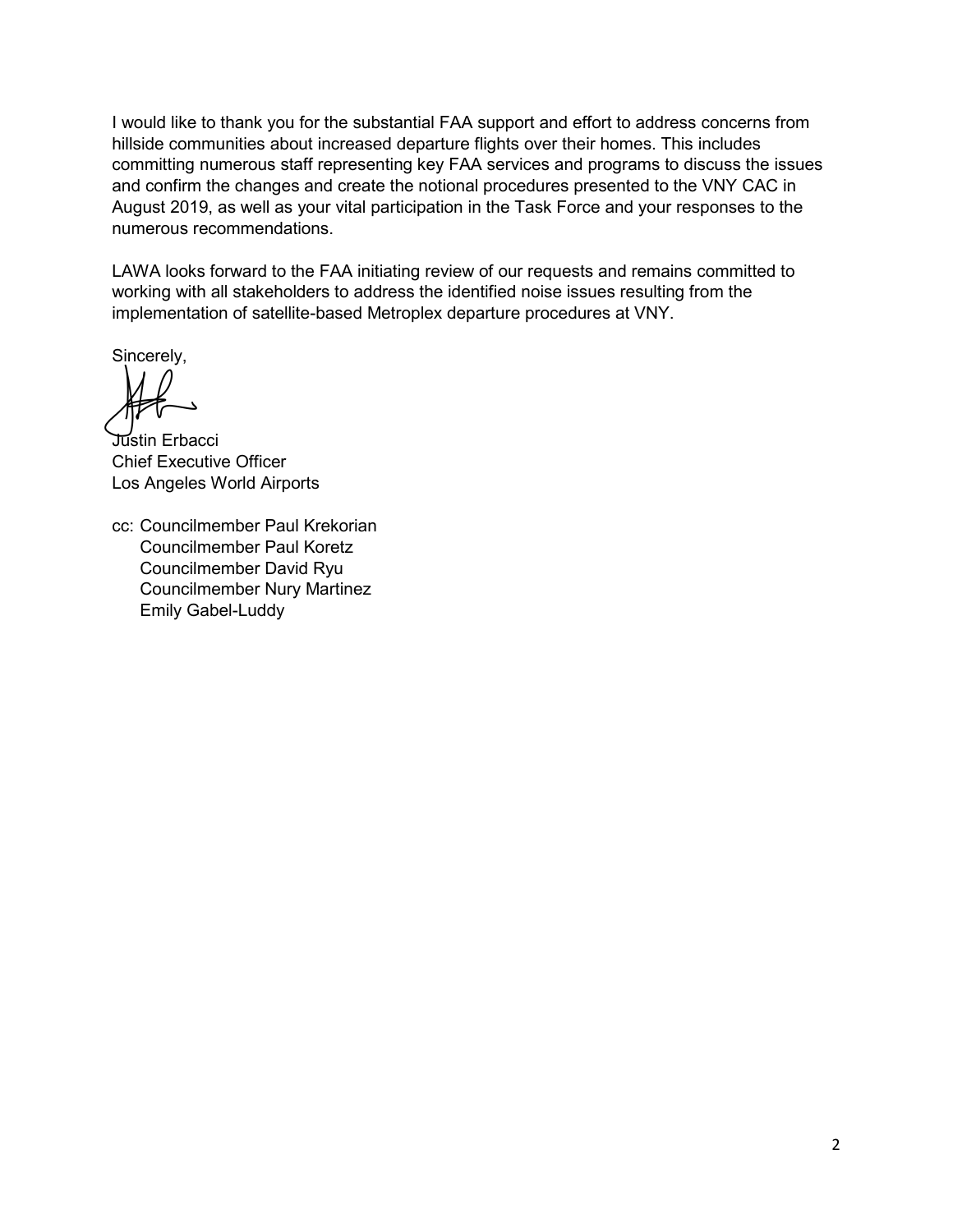I would like to thank you for the substantial FAA support and effort to address concerns from hillside communities about increased departure flights over their homes. This includes committing numerous staff representing key FAA services and programs to discuss the issues and confirm the changes and create the notional procedures presented to the VNY CAC in August 2019, as well as your vital participation in the Task Force and your responses to the numerous recommendations.

LAWA looks forward to the FAA initiating review of our requests and remains committed to working with all stakeholders to address the identified noise issues resulting from the implementation of satellite-based Metroplex departure procedures at VNY.

Sincerely,

Justin Erbacci
Chief Executive Officer
Los Angeles World Airports

cc: Councilmember Paul Krekorian
Councilmember Paul Koretz
Councilmember David Ryu
Councilmember Nury Martinez
Emily Gabel-Luddy